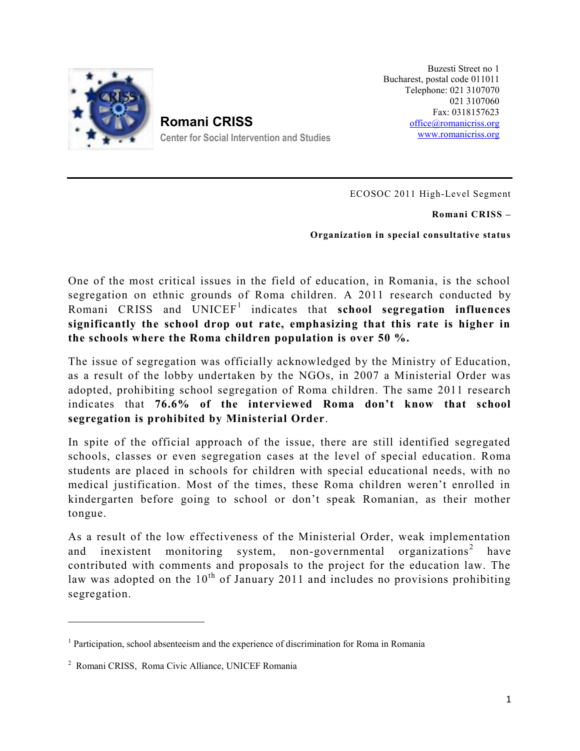**Romani CRISS**

Center for Social Intervention and Studies

Buzesti Street no 1
Bucharest, postal code 011011
Telephone: 021 3107070
021 3107060
Fax: 0318157623
office@romanicriss.org
www.romanicriss.org

---

ECOSOC 2011 High-Level Segment

**Romani CRISS –**

**Organization in special consultative status**

One of the most critical issues in the field of education, in Romania, is the school segregation on ethnic grounds of Roma children. A 2011 research conducted by Romani CRISS and UNICEF[1] indicates that **school segregation influences significantly the school drop out rate, emphasizing that this rate is higher in the schools where the Roma children population is over 50 %.**

The issue of segregation was officially acknowledged by the Ministry of Education, as a result of the lobby undertaken by the NGOs, in 2007 a Ministerial Order was adopted, prohibiting school segregation of Roma children. The same 2011 research indicates that **76.6% of the interviewed Roma don't know that school segregation is prohibited by Ministerial Order**.

In spite of the official approach of the issue, there are still identified segregated schools, classes or even segregation cases at the level of special education. Roma students are placed in schools for children with special educational needs, with no medical justification. Most of the times, these Roma children weren't enrolled in kindergarten before going to school or don't speak Romanian, as their mother tongue.

As a result of the low effectiveness of the Ministerial Order, weak implementation and inexistent monitoring system, non-governmental organizations[2] have contributed with comments and proposals to the project for the education law. The law was adopted on the 10th of January 2011 and includes no provisions prohibiting segregation.

---

[1] Participation, school absenteeism and the experience of discrimination for Roma in Romania

[2] Romani CRISS, Roma Civic Alliance, UNICEF Romania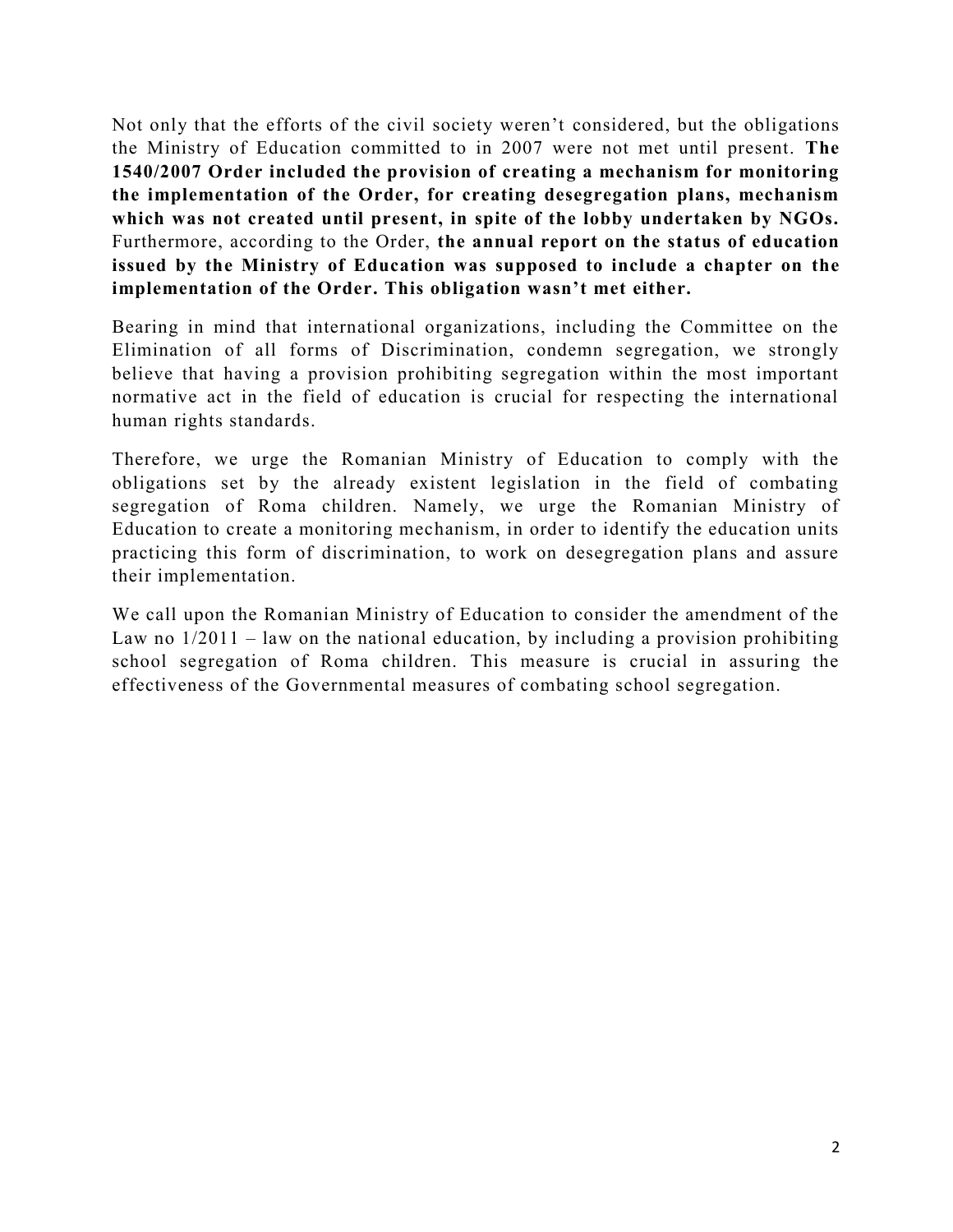Not only that the efforts of the civil society weren't considered, but the obligations the Ministry of Education committed to in 2007 were not met until present. **The 1540/2007 Order included the provision of creating a mechanism for monitoring the implementation of the Order, for creating desegregation plans, mechanism which was not created until present, in spite of the lobby undertaken by NGOs.** Furthermore, according to the Order, **the annual report on the status of education issued by the Ministry of Education was supposed to include a chapter on the implementation of the Order. This obligation wasn't met either.**

Bearing in mind that international organizations, including the Committee on the Elimination of all forms of Discrimination, condemn segregation, we strongly believe that having a provision prohibiting segregation within the most important normative act in the field of education is crucial for respecting the international human rights standards.

Therefore, we urge the Romanian Ministry of Education to comply with the obligations set by the already existent legislation in the field of combating segregation of Roma children. Namely, we urge the Romanian Ministry of Education to create a monitoring mechanism, in order to identify the education units practicing this form of discrimination, to work on desegregation plans and assure their implementation.

We call upon the Romanian Ministry of Education to consider the amendment of the Law no 1/2011 – law on the national education, by including a provision prohibiting school segregation of Roma children. This measure is crucial in assuring the effectiveness of the Governmental measures of combating school segregation.